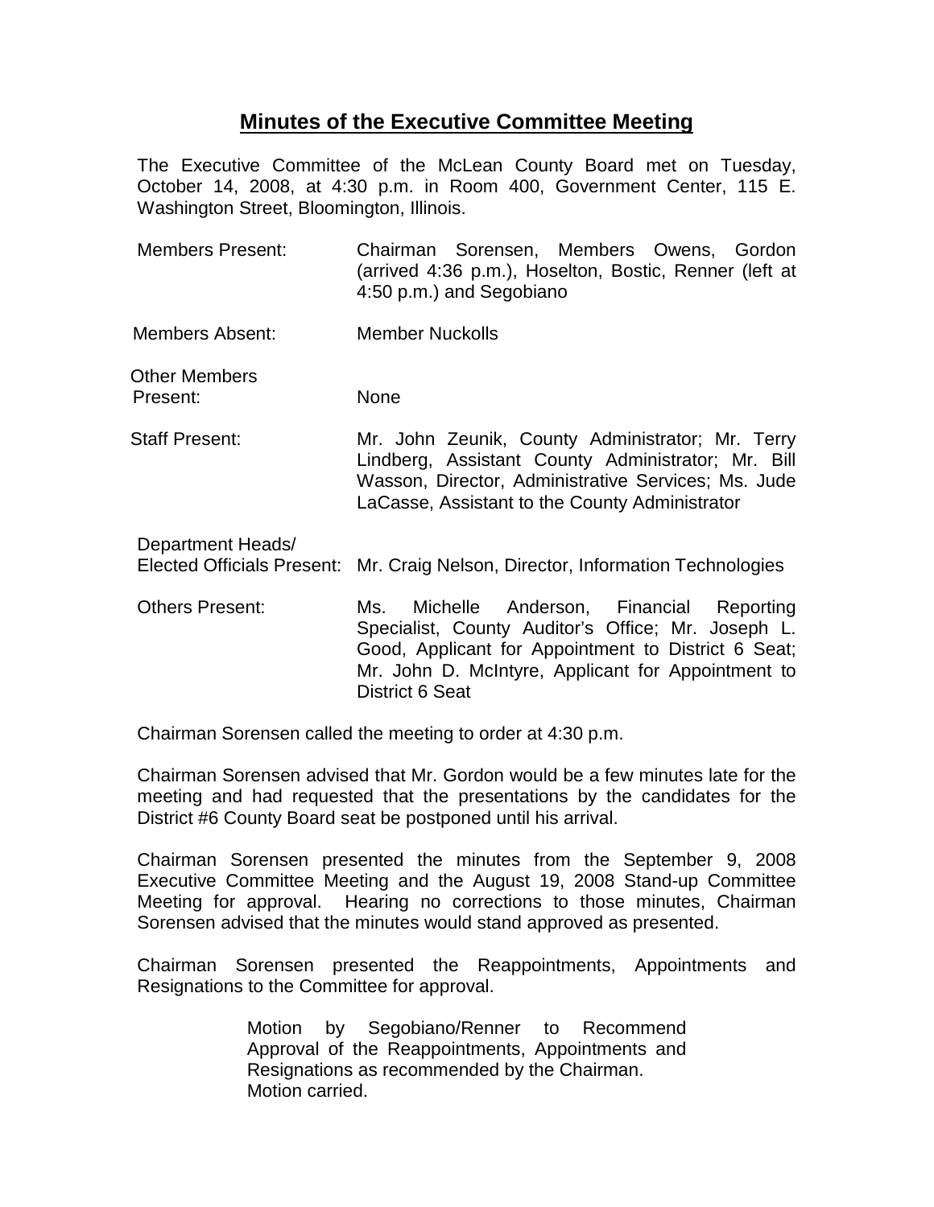# Minutes of the Executive Committee Meeting

The Executive Committee of the McLean County Board met on Tuesday, October 14, 2008, at 4:30 p.m. in Room 400, Government Center, 115 E. Washington Street, Bloomington, Illinois.

| | |
|---|---|
| Members Present: | Chairman Sorensen, Members Owens, Gordon (arrived 4:36 p.m.), Hoselton, Bostic, Renner (left at 4:50 p.m.) and Segobiano |
| Members Absent: | Member Nuckolls |
| Other Members Present: | None |
| Staff Present: | Mr. John Zeunik, County Administrator; Mr. Terry Lindberg, Assistant County Administrator; Mr. Bill Wasson, Director, Administrative Services; Ms. Jude LaCasse, Assistant to the County Administrator |
| Department Heads/ Elected Officials Present: | Mr. Craig Nelson, Director, Information Technologies |
| Others Present: | Ms. Michelle Anderson, Financial Reporting Specialist, County Auditor's Office; Mr. Joseph L. Good, Applicant for Appointment to District 6 Seat; Mr. John D. McIntyre, Applicant for Appointment to District 6 Seat |

Chairman Sorensen called the meeting to order at 4:30 p.m.

Chairman Sorensen advised that Mr. Gordon would be a few minutes late for the meeting and had requested that the presentations by the candidates for the District #6 County Board seat be postponed until his arrival.

Chairman Sorensen presented the minutes from the September 9, 2008 Executive Committee Meeting and the August 19, 2008 Stand-up Committee Meeting for approval. Hearing no corrections to those minutes, Chairman Sorensen advised that the minutes would stand approved as presented.

Chairman Sorensen presented the Reappointments, Appointments and Resignations to the Committee for approval.

> Motion by Segobiano/Renner to Recommend Approval of the Reappointments, Appointments and Resignations as recommended by the Chairman.
> Motion carried.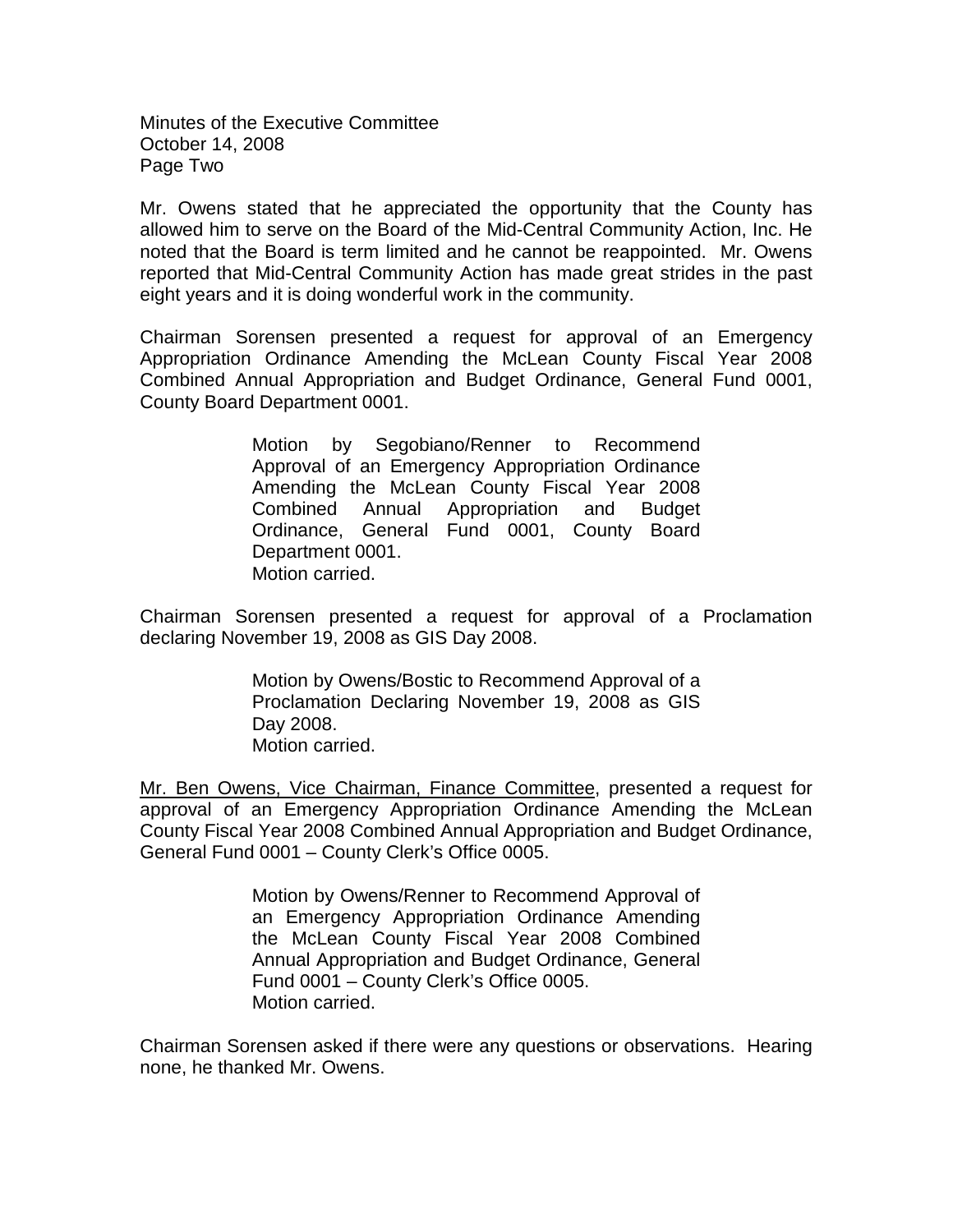Mr. Owens stated that he appreciated the opportunity that the County has allowed him to serve on the Board of the Mid-Central Community Action, Inc. He noted that the Board is term limited and he cannot be reappointed. Mr. Owens reported that Mid-Central Community Action has made great strides in the past eight years and it is doing wonderful work in the community.

Chairman Sorensen presented a request for approval of an Emergency Appropriation Ordinance Amending the McLean County Fiscal Year 2008 Combined Annual Appropriation and Budget Ordinance, General Fund 0001, County Board Department 0001.

> Motion by Segobiano/Renner to Recommend Approval of an Emergency Appropriation Ordinance Amending the McLean County Fiscal Year 2008 Combined Annual Appropriation and Budget Ordinance, General Fund 0001, County Board Department 0001.
> Motion carried.

Chairman Sorensen presented a request for approval of a Proclamation declaring November 19, 2008 as GIS Day 2008.

> Motion by Owens/Bostic to Recommend Approval of a Proclamation Declaring November 19, 2008 as GIS Day 2008.
> Motion carried.

<u>Mr. Ben Owens, Vice Chairman, Finance Committee</u>, presented a request for approval of an Emergency Appropriation Ordinance Amending the McLean County Fiscal Year 2008 Combined Annual Appropriation and Budget Ordinance, General Fund 0001 – County Clerk's Office 0005.

> Motion by Owens/Renner to Recommend Approval of an Emergency Appropriation Ordinance Amending the McLean County Fiscal Year 2008 Combined Annual Appropriation and Budget Ordinance, General Fund 0001 – County Clerk's Office 0005.
> Motion carried.

Chairman Sorensen asked if there were any questions or observations. Hearing none, he thanked Mr. Owens.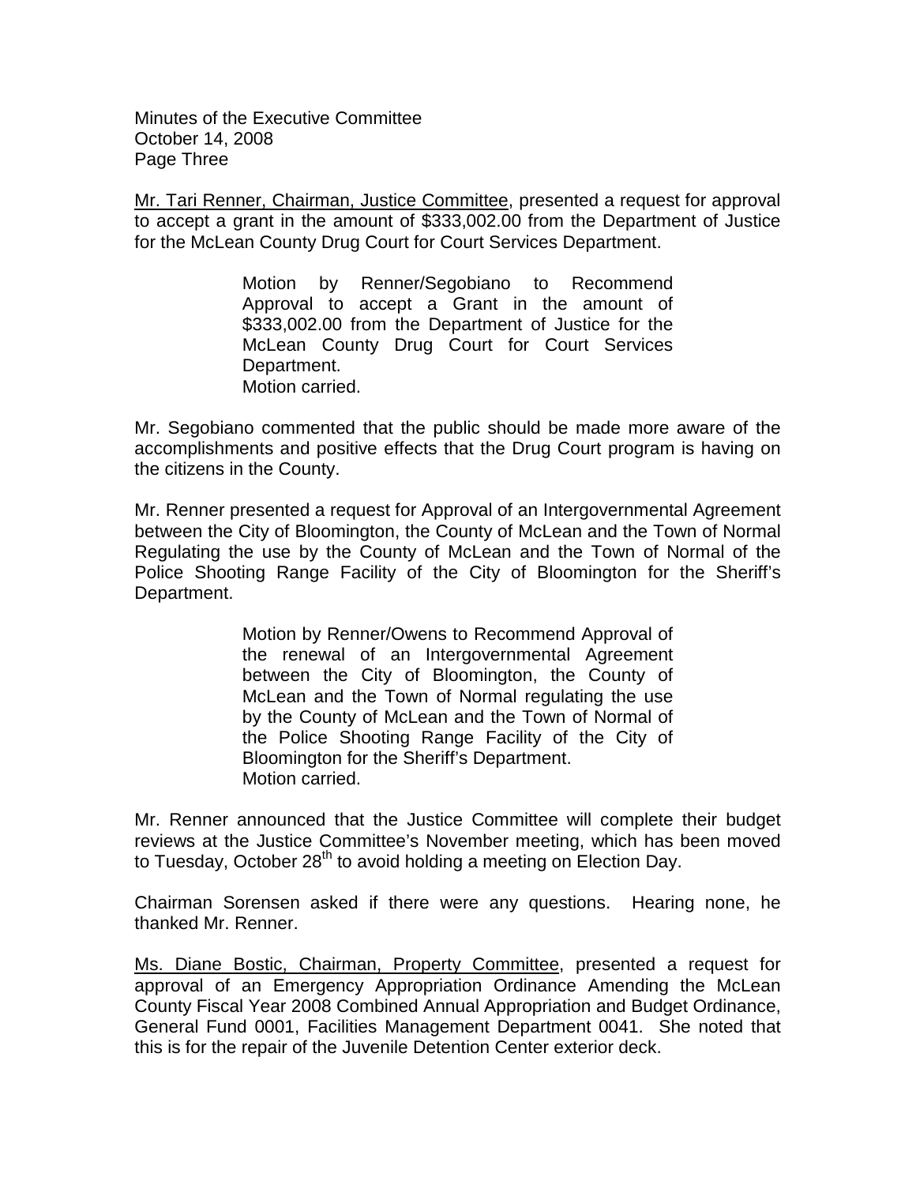<u>Mr. Tari Renner, Chairman, Justice Committee</u>, presented a request for approval to accept a grant in the amount of $333,002.00 from the Department of Justice for the McLean County Drug Court for Court Services Department.

> Motion by Renner/Segobiano to Recommend Approval to accept a Grant in the amount of $333,002.00 from the Department of Justice for the McLean County Drug Court for Court Services Department.
> Motion carried.

Mr. Segobiano commented that the public should be made more aware of the accomplishments and positive effects that the Drug Court program is having on the citizens in the County.

Mr. Renner presented a request for Approval of an Intergovernmental Agreement between the City of Bloomington, the County of McLean and the Town of Normal Regulating the use by the County of McLean and the Town of Normal of the Police Shooting Range Facility of the City of Bloomington for the Sheriff's Department.

> Motion by Renner/Owens to Recommend Approval of the renewal of an Intergovernmental Agreement between the City of Bloomington, the County of McLean and the Town of Normal regulating the use by the County of McLean and the Town of Normal of the Police Shooting Range Facility of the City of Bloomington for the Sheriff's Department.
> Motion carried.

Mr. Renner announced that the Justice Committee will complete their budget reviews at the Justice Committee's November meeting, which has been moved to Tuesday, October 28th to avoid holding a meeting on Election Day.

Chairman Sorensen asked if there were any questions. Hearing none, he thanked Mr. Renner.

<u>Ms. Diane Bostic, Chairman, Property Committee</u>, presented a request for approval of an Emergency Appropriation Ordinance Amending the McLean County Fiscal Year 2008 Combined Annual Appropriation and Budget Ordinance, General Fund 0001, Facilities Management Department 0041. She noted that this is for the repair of the Juvenile Detention Center exterior deck.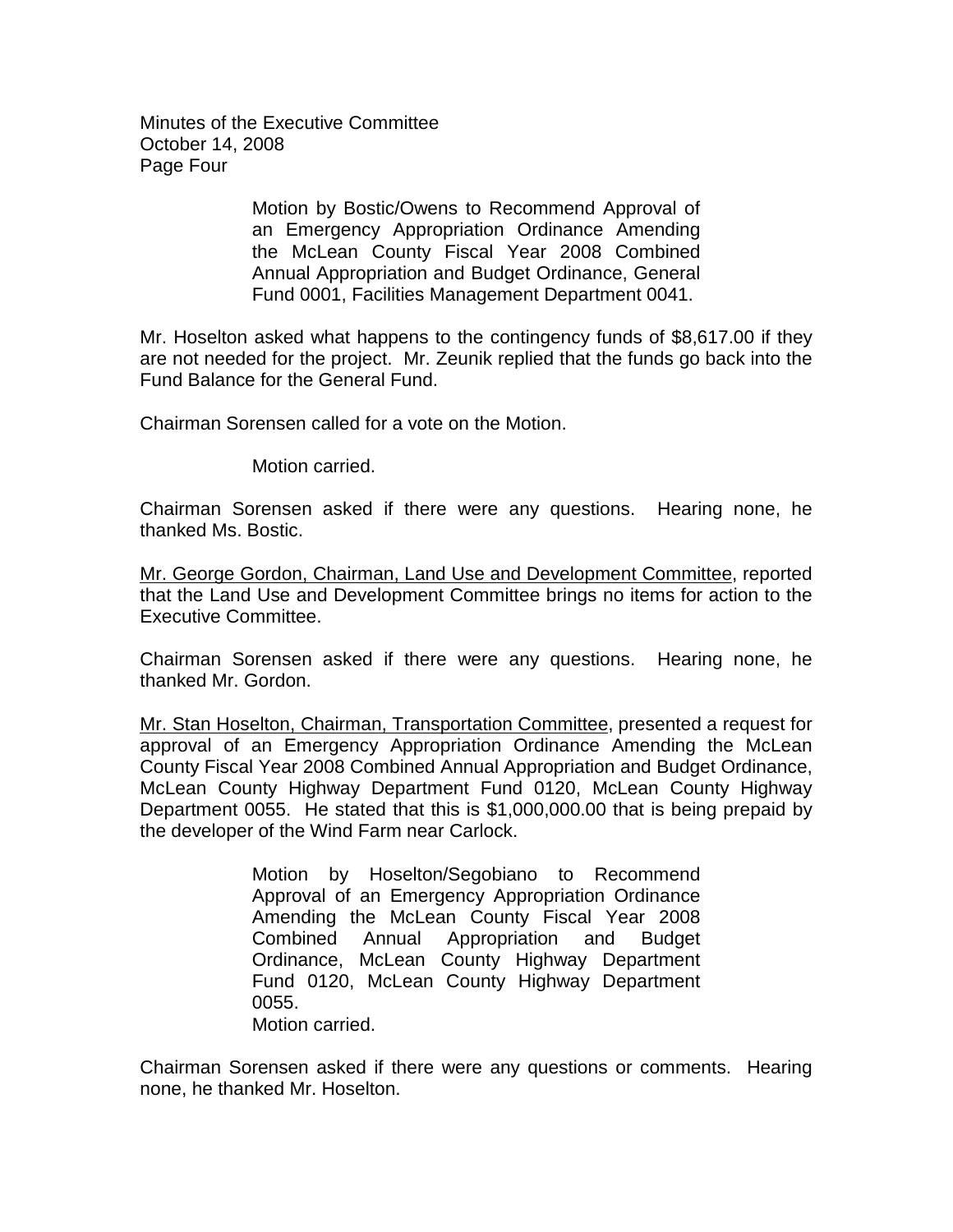Motion by Bostic/Owens to Recommend Approval of an Emergency Appropriation Ordinance Amending the McLean County Fiscal Year 2008 Combined Annual Appropriation and Budget Ordinance, General Fund 0001, Facilities Management Department 0041.

Mr. Hoselton asked what happens to the contingency funds of $8,617.00 if they are not needed for the project. Mr. Zeunik replied that the funds go back into the Fund Balance for the General Fund.

Chairman Sorensen called for a vote on the Motion.

Motion carried.

Chairman Sorensen asked if there were any questions. Hearing none, he thanked Ms. Bostic.

Mr. George Gordon, Chairman, Land Use and Development Committee, reported that the Land Use and Development Committee brings no items for action to the Executive Committee.

Chairman Sorensen asked if there were any questions. Hearing none, he thanked Mr. Gordon.

Mr. Stan Hoselton, Chairman, Transportation Committee, presented a request for approval of an Emergency Appropriation Ordinance Amending the McLean County Fiscal Year 2008 Combined Annual Appropriation and Budget Ordinance, McLean County Highway Department Fund 0120, McLean County Highway Department 0055. He stated that this is $1,000,000.00 that is being prepaid by the developer of the Wind Farm near Carlock.

Motion by Hoselton/Segobiano to Recommend Approval of an Emergency Appropriation Ordinance Amending the McLean County Fiscal Year 2008 Combined Annual Appropriation and Budget Ordinance, McLean County Highway Department Fund 0120, McLean County Highway Department 0055.
Motion carried.

Chairman Sorensen asked if there were any questions or comments. Hearing none, he thanked Mr. Hoselton.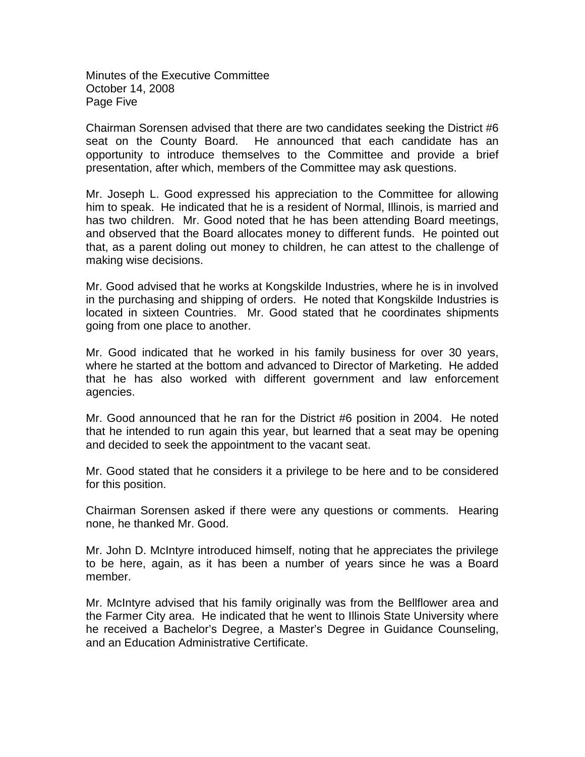Chairman Sorensen advised that there are two candidates seeking the District #6 seat on the County Board. He announced that each candidate has an opportunity to introduce themselves to the Committee and provide a brief presentation, after which, members of the Committee may ask questions.

Mr. Joseph L. Good expressed his appreciation to the Committee for allowing him to speak. He indicated that he is a resident of Normal, Illinois, is married and has two children. Mr. Good noted that he has been attending Board meetings, and observed that the Board allocates money to different funds. He pointed out that, as a parent doling out money to children, he can attest to the challenge of making wise decisions.

Mr. Good advised that he works at Kongskilde Industries, where he is in involved in the purchasing and shipping of orders. He noted that Kongskilde Industries is located in sixteen Countries. Mr. Good stated that he coordinates shipments going from one place to another.

Mr. Good indicated that he worked in his family business for over 30 years, where he started at the bottom and advanced to Director of Marketing. He added that he has also worked with different government and law enforcement agencies.

Mr. Good announced that he ran for the District #6 position in 2004. He noted that he intended to run again this year, but learned that a seat may be opening and decided to seek the appointment to the vacant seat.

Mr. Good stated that he considers it a privilege to be here and to be considered for this position.

Chairman Sorensen asked if there were any questions or comments. Hearing none, he thanked Mr. Good.

Mr. John D. McIntyre introduced himself, noting that he appreciates the privilege to be here, again, as it has been a number of years since he was a Board member.

Mr. McIntyre advised that his family originally was from the Bellflower area and the Farmer City area. He indicated that he went to Illinois State University where he received a Bachelor's Degree, a Master's Degree in Guidance Counseling, and an Education Administrative Certificate.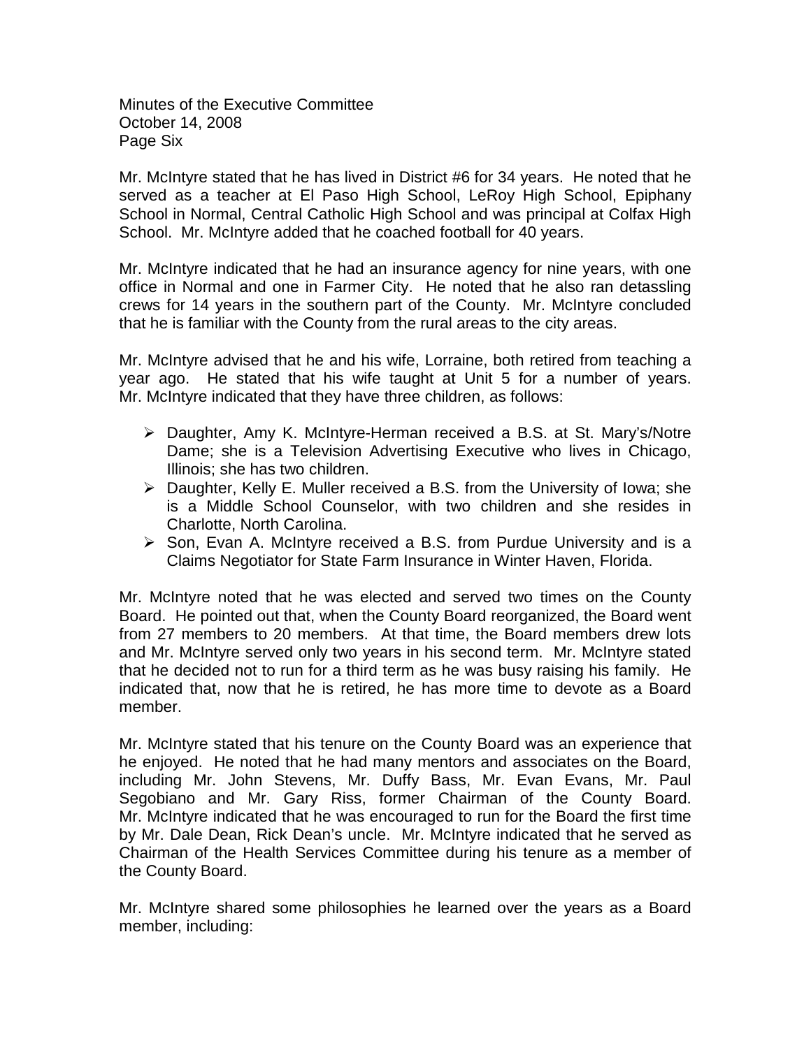Mr. McIntyre stated that he has lived in District #6 for 34 years. He noted that he served as a teacher at El Paso High School, LeRoy High School, Epiphany School in Normal, Central Catholic High School and was principal at Colfax High School. Mr. McIntyre added that he coached football for 40 years.

Mr. McIntyre indicated that he had an insurance agency for nine years, with one office in Normal and one in Farmer City. He noted that he also ran detassling crews for 14 years in the southern part of the County. Mr. McIntyre concluded that he is familiar with the County from the rural areas to the city areas.

Mr. McIntyre advised that he and his wife, Lorraine, both retired from teaching a year ago. He stated that his wife taught at Unit 5 for a number of years. Mr. McIntyre indicated that they have three children, as follows:

- Daughter, Amy K. McIntyre-Herman received a B.S. at St. Mary's/Notre Dame; she is a Television Advertising Executive who lives in Chicago, Illinois; she has two children.
- Daughter, Kelly E. Muller received a B.S. from the University of Iowa; she is a Middle School Counselor, with two children and she resides in Charlotte, North Carolina.
- Son, Evan A. McIntyre received a B.S. from Purdue University and is a Claims Negotiator for State Farm Insurance in Winter Haven, Florida.

Mr. McIntyre noted that he was elected and served two times on the County Board. He pointed out that, when the County Board reorganized, the Board went from 27 members to 20 members. At that time, the Board members drew lots and Mr. McIntyre served only two years in his second term. Mr. McIntyre stated that he decided not to run for a third term as he was busy raising his family. He indicated that, now that he is retired, he has more time to devote as a Board member.

Mr. McIntyre stated that his tenure on the County Board was an experience that he enjoyed. He noted that he had many mentors and associates on the Board, including Mr. John Stevens, Mr. Duffy Bass, Mr. Evan Evans, Mr. Paul Segobiano and Mr. Gary Riss, former Chairman of the County Board. Mr. McIntyre indicated that he was encouraged to run for the Board the first time by Mr. Dale Dean, Rick Dean's uncle. Mr. McIntyre indicated that he served as Chairman of the Health Services Committee during his tenure as a member of the County Board.

Mr. McIntyre shared some philosophies he learned over the years as a Board member, including: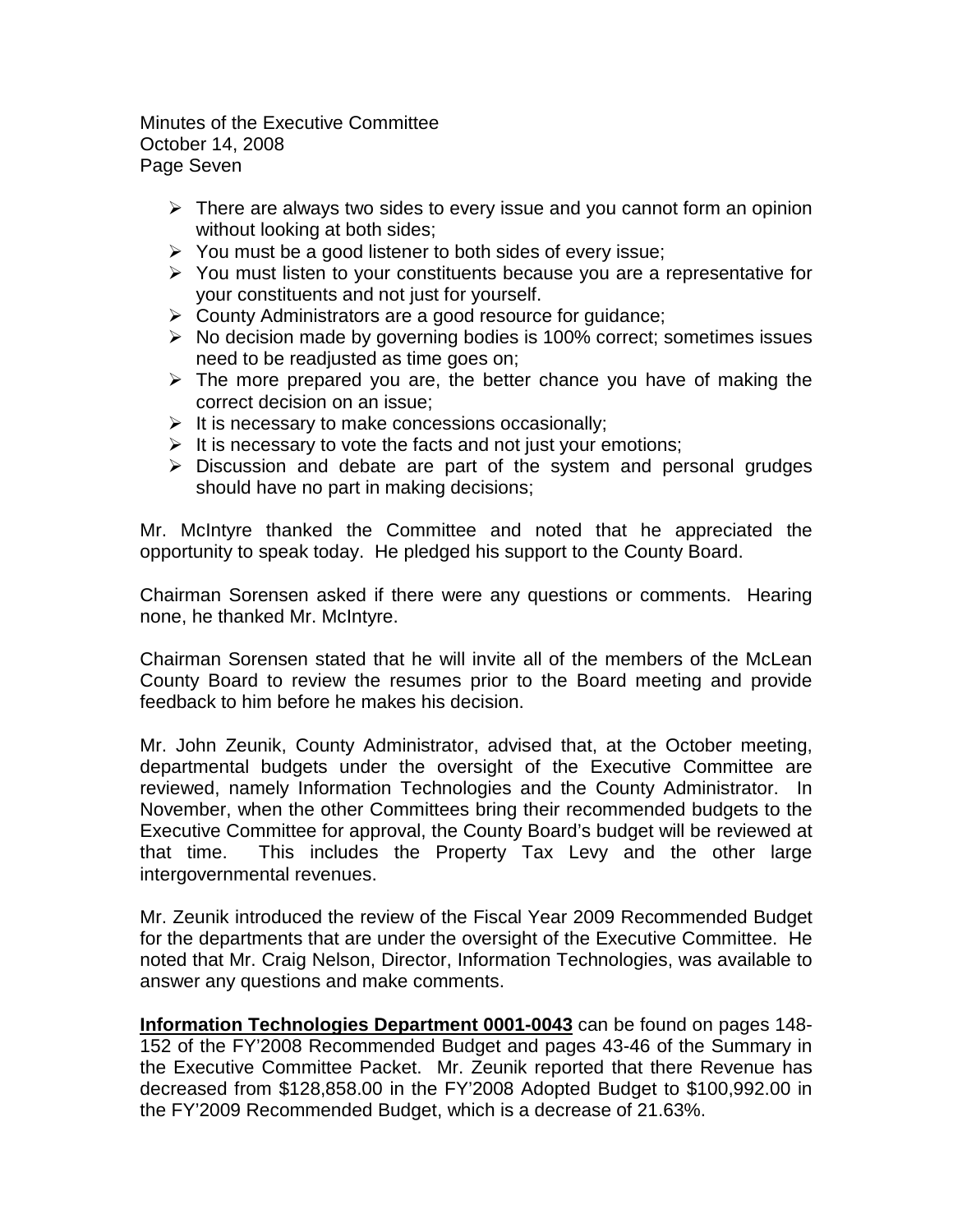- There are always two sides to every issue and you cannot form an opinion without looking at both sides;
- You must be a good listener to both sides of every issue;
- You must listen to your constituents because you are a representative for your constituents and not just for yourself.
- County Administrators are a good resource for guidance;
- No decision made by governing bodies is 100% correct; sometimes issues need to be readjusted as time goes on;
- The more prepared you are, the better chance you have of making the correct decision on an issue;
- It is necessary to make concessions occasionally;
- It is necessary to vote the facts and not just your emotions;
- Discussion and debate are part of the system and personal grudges should have no part in making decisions;

Mr. McIntyre thanked the Committee and noted that he appreciated the opportunity to speak today. He pledged his support to the County Board.

Chairman Sorensen asked if there were any questions or comments. Hearing none, he thanked Mr. McIntyre.

Chairman Sorensen stated that he will invite all of the members of the McLean County Board to review the resumes prior to the Board meeting and provide feedback to him before he makes his decision.

Mr. John Zeunik, County Administrator, advised that, at the October meeting, departmental budgets under the oversight of the Executive Committee are reviewed, namely Information Technologies and the County Administrator. In November, when the other Committees bring their recommended budgets to the Executive Committee for approval, the County Board's budget will be reviewed at that time. This includes the Property Tax Levy and the other large intergovernmental revenues.

Mr. Zeunik introduced the review of the Fiscal Year 2009 Recommended Budget for the departments that are under the oversight of the Executive Committee. He noted that Mr. Craig Nelson, Director, Information Technologies, was available to answer any questions and make comments.

**Information Technologies Department 0001-0043** can be found on pages 148-152 of the FY'2008 Recommended Budget and pages 43-46 of the Summary in the Executive Committee Packet. Mr. Zeunik reported that there Revenue has decreased from $128,858.00 in the FY'2008 Adopted Budget to $100,992.00 in the FY'2009 Recommended Budget, which is a decrease of 21.63%.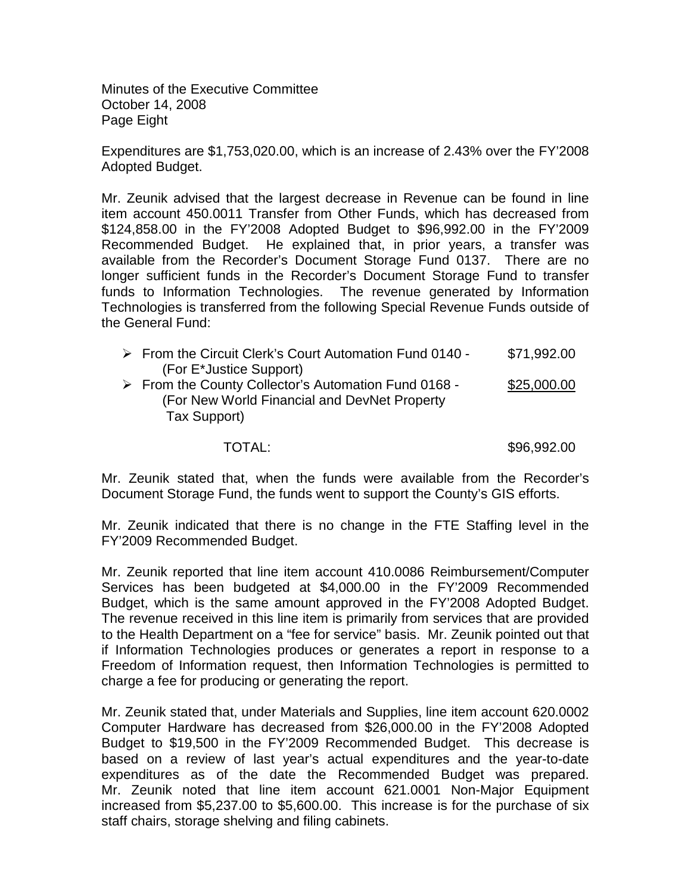Expenditures are $1,753,020.00, which is an increase of 2.43% over the FY'2008 Adopted Budget.

Mr. Zeunik advised that the largest decrease in Revenue can be found in line item account 450.0011 Transfer from Other Funds, which has decreased from $124,858.00 in the FY'2008 Adopted Budget to $96,992.00 in the FY'2009 Recommended Budget. He explained that, in prior years, a transfer was available from the Recorder's Document Storage Fund 0137. There are no longer sufficient funds in the Recorder's Document Storage Fund to transfer funds to Information Technologies. The revenue generated by Information Technologies is transferred from the following Special Revenue Funds outside of the General Fund:

| | |
|---|---|
| ➢ From the Circuit Clerk's Court Automation Fund 0140 - (For E*Justice Support) | $71,992.00 |
| ➢ From the County Collector's Automation Fund 0168 - (For New World Financial and DevNet Property Tax Support) | $25,000.00 |
| TOTAL: | $96,992.00 |

Mr. Zeunik stated that, when the funds were available from the Recorder's Document Storage Fund, the funds went to support the County's GIS efforts.

Mr. Zeunik indicated that there is no change in the FTE Staffing level in the FY'2009 Recommended Budget.

Mr. Zeunik reported that line item account 410.0086 Reimbursement/Computer Services has been budgeted at $4,000.00 in the FY'2009 Recommended Budget, which is the same amount approved in the FY'2008 Adopted Budget. The revenue received in this line item is primarily from services that are provided to the Health Department on a "fee for service" basis. Mr. Zeunik pointed out that if Information Technologies produces or generates a report in response to a Freedom of Information request, then Information Technologies is permitted to charge a fee for producing or generating the report.

Mr. Zeunik stated that, under Materials and Supplies, line item account 620.0002 Computer Hardware has decreased from $26,000.00 in the FY'2008 Adopted Budget to $19,500 in the FY'2009 Recommended Budget. This decrease is based on a review of last year's actual expenditures and the year-to-date expenditures as of the date the Recommended Budget was prepared. Mr. Zeunik noted that line item account 621.0001 Non-Major Equipment increased from $5,237.00 to $5,600.00. This increase is for the purchase of six staff chairs, storage shelving and filing cabinets.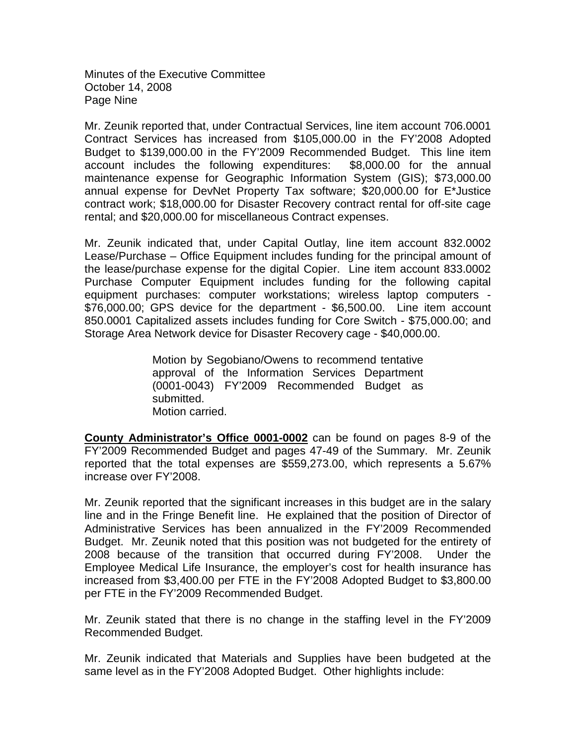Mr. Zeunik reported that, under Contractual Services, line item account 706.0001 Contract Services has increased from $105,000.00 in the FY'2008 Adopted Budget to $139,000.00 in the FY'2009 Recommended Budget. This line item account includes the following expenditures: $8,000.00 for the annual maintenance expense for Geographic Information System (GIS); $73,000.00 annual expense for DevNet Property Tax software; $20,000.00 for E*Justice contract work; $18,000.00 for Disaster Recovery contract rental for off-site cage rental; and $20,000.00 for miscellaneous Contract expenses.

Mr. Zeunik indicated that, under Capital Outlay, line item account 832.0002 Lease/Purchase – Office Equipment includes funding for the principal amount of the lease/purchase expense for the digital Copier. Line item account 833.0002 Purchase Computer Equipment includes funding for the following capital equipment purchases: computer workstations; wireless laptop computers - $76,000.00; GPS device for the department - $6,500.00. Line item account 850.0001 Capitalized assets includes funding for Core Switch - $75,000.00; and Storage Area Network device for Disaster Recovery cage - $40,000.00.

> Motion by Segobiano/Owens to recommend tentative approval of the Information Services Department (0001-0043) FY'2009 Recommended Budget as submitted.
> Motion carried.

**County Administrator's Office 0001-0002** can be found on pages 8-9 of the FY'2009 Recommended Budget and pages 47-49 of the Summary. Mr. Zeunik reported that the total expenses are $559,273.00, which represents a 5.67% increase over FY'2008.

Mr. Zeunik reported that the significant increases in this budget are in the salary line and in the Fringe Benefit line. He explained that the position of Director of Administrative Services has been annualized in the FY'2009 Recommended Budget. Mr. Zeunik noted that this position was not budgeted for the entirety of 2008 because of the transition that occurred during FY'2008. Under the Employee Medical Life Insurance, the employer's cost for health insurance has increased from $3,400.00 per FTE in the FY'2008 Adopted Budget to $3,800.00 per FTE in the FY'2009 Recommended Budget.

Mr. Zeunik stated that there is no change in the staffing level in the FY'2009 Recommended Budget.

Mr. Zeunik indicated that Materials and Supplies have been budgeted at the same level as in the FY'2008 Adopted Budget. Other highlights include: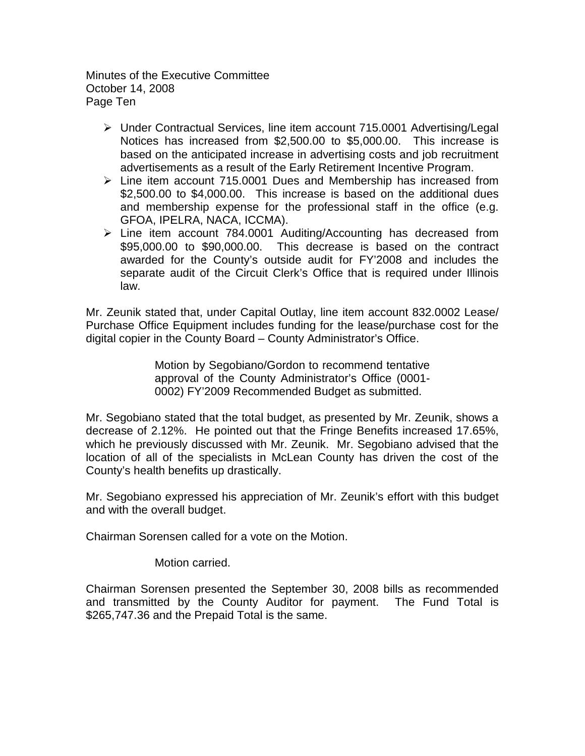- Under Contractual Services, line item account 715.0001 Advertising/Legal Notices has increased from $2,500.00 to $5,000.00. This increase is based on the anticipated increase in advertising costs and job recruitment advertisements as a result of the Early Retirement Incentive Program.
- Line item account 715.0001 Dues and Membership has increased from $2,500.00 to $4,000.00. This increase is based on the additional dues and membership expense for the professional staff in the office (e.g. GFOA, IPELRA, NACA, ICCMA).
- Line item account 784.0001 Auditing/Accounting has decreased from $95,000.00 to $90,000.00. This decrease is based on the contract awarded for the County's outside audit for FY'2008 and includes the separate audit of the Circuit Clerk's Office that is required under Illinois law.

Mr. Zeunik stated that, under Capital Outlay, line item account 832.0002 Lease/ Purchase Office Equipment includes funding for the lease/purchase cost for the digital copier in the County Board – County Administrator's Office.

> Motion by Segobiano/Gordon to recommend tentative approval of the County Administrator's Office (0001-0002) FY'2009 Recommended Budget as submitted.

Mr. Segobiano stated that the total budget, as presented by Mr. Zeunik, shows a decrease of 2.12%. He pointed out that the Fringe Benefits increased 17.65%, which he previously discussed with Mr. Zeunik. Mr. Segobiano advised that the location of all of the specialists in McLean County has driven the cost of the County's health benefits up drastically.

Mr. Segobiano expressed his appreciation of Mr. Zeunik's effort with this budget and with the overall budget.

Chairman Sorensen called for a vote on the Motion.

> Motion carried.

Chairman Sorensen presented the September 30, 2008 bills as recommended and transmitted by the County Auditor for payment. The Fund Total is $265,747.36 and the Prepaid Total is the same.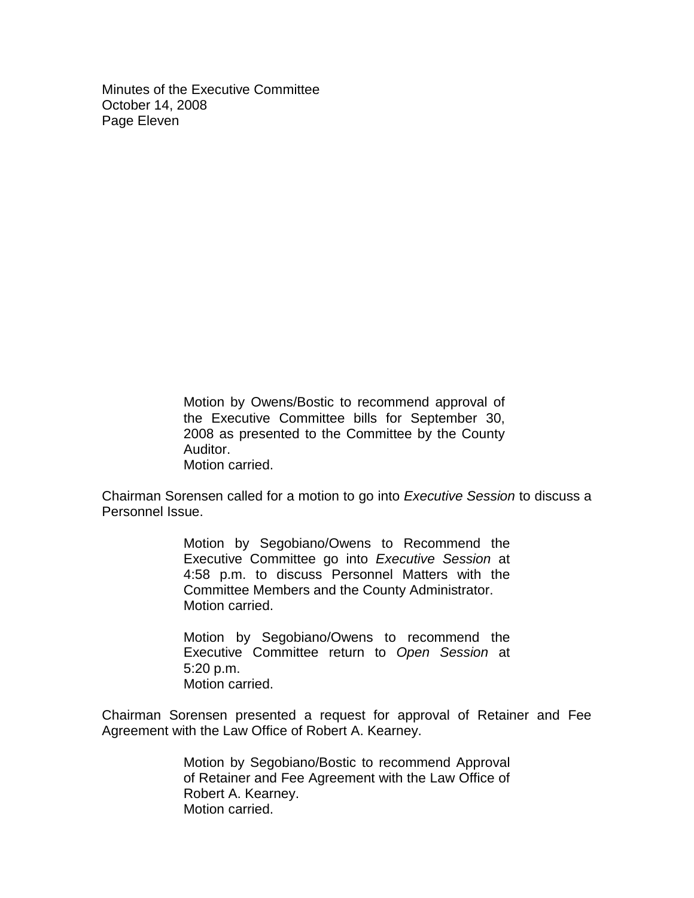> Motion by Owens/Bostic to recommend approval of the Executive Committee bills for September 30, 2008 as presented to the Committee by the County Auditor.
> Motion carried.

Chairman Sorensen called for a motion to go into *Executive Session* to discuss a Personnel Issue.

> Motion by Segobiano/Owens to Recommend the Executive Committee go into *Executive Session* at 4:58 p.m. to discuss Personnel Matters with the Committee Members and the County Administrator.
> Motion carried.

> Motion by Segobiano/Owens to recommend the Executive Committee return to *Open Session* at 5:20 p.m.
> Motion carried.

Chairman Sorensen presented a request for approval of Retainer and Fee Agreement with the Law Office of Robert A. Kearney.

> Motion by Segobiano/Bostic to recommend Approval of Retainer and Fee Agreement with the Law Office of Robert A. Kearney.
> Motion carried.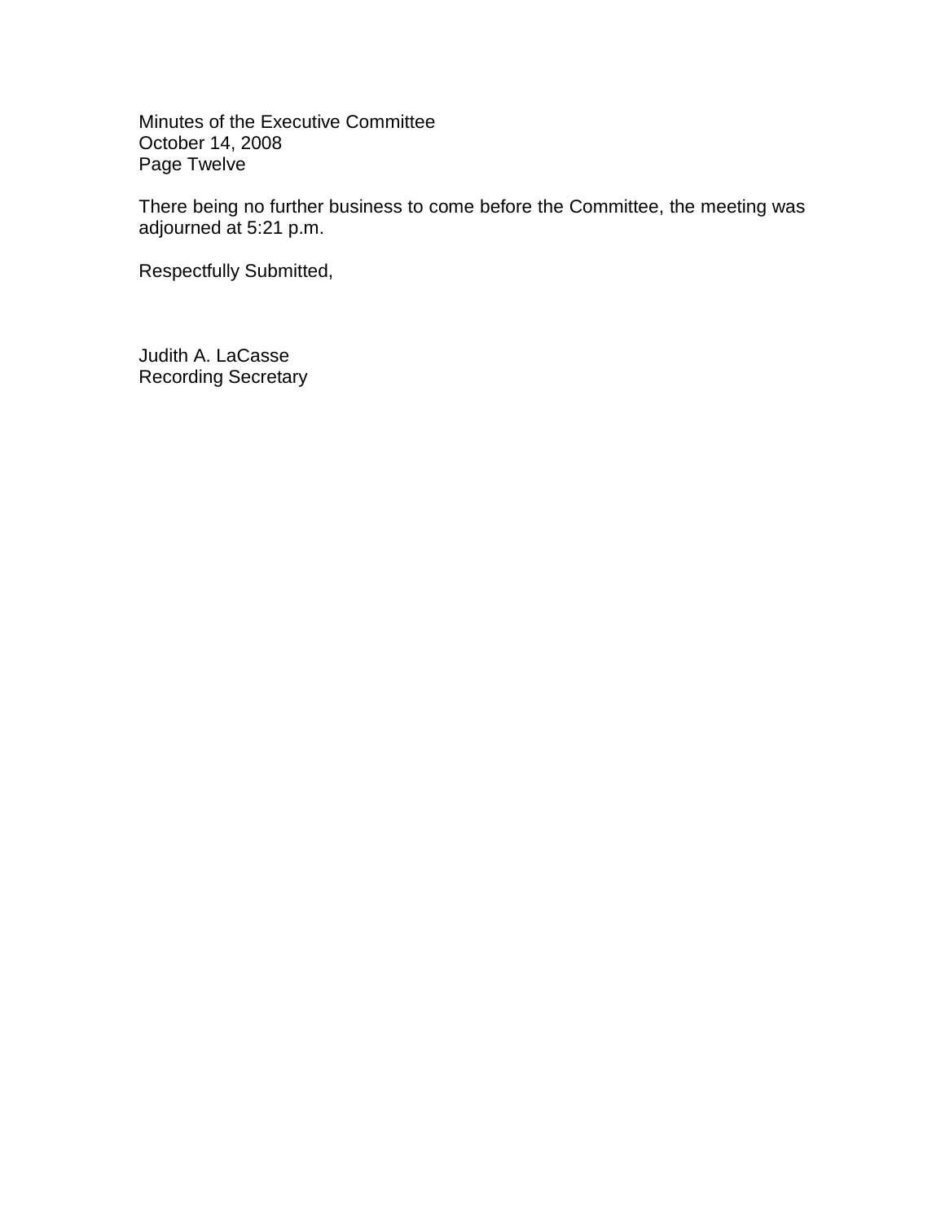There being no further business to come before the Committee, the meeting was adjourned at 5:21 p.m.

Respectfully Submitted,

Judith A. LaCasse
Recording Secretary